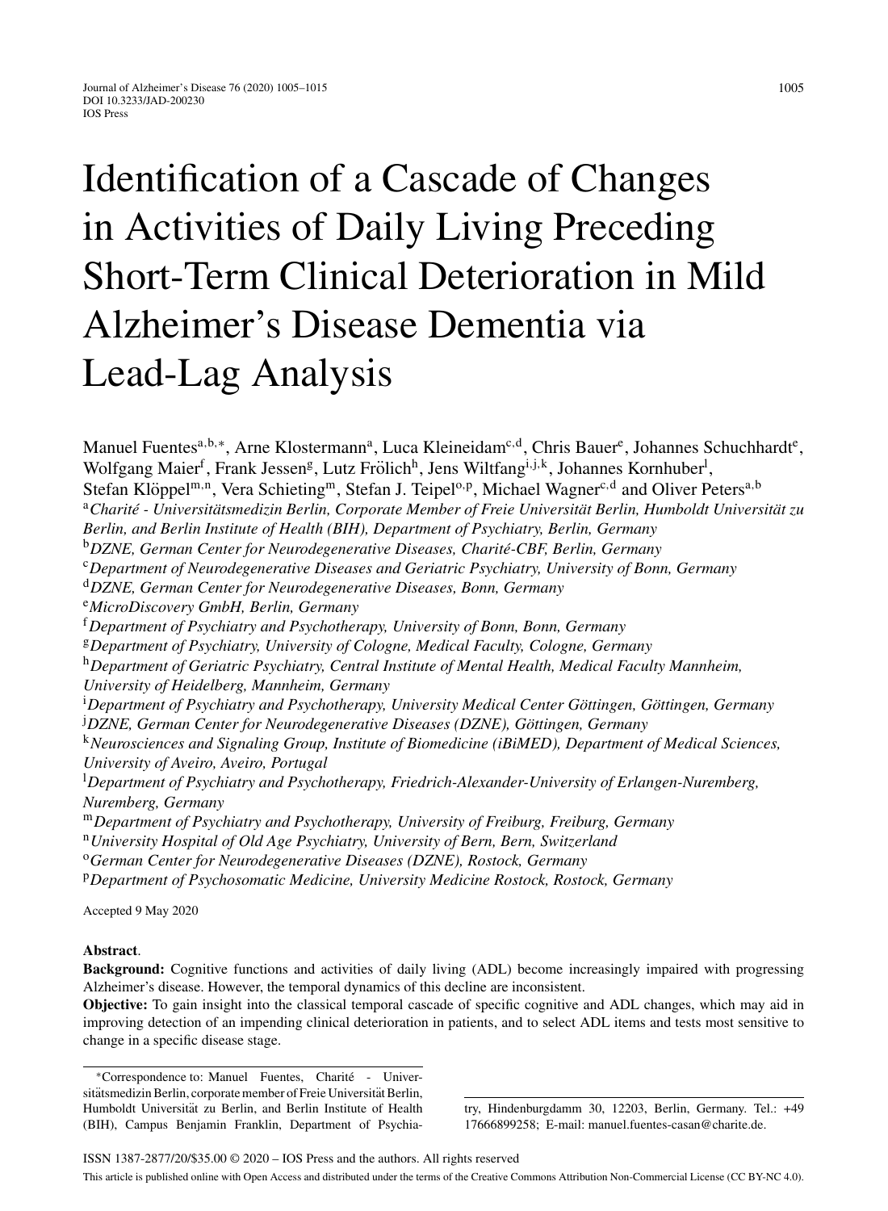# Identification of a Cascade of Changes in Activities of Daily Living Preceding Short-Term Clinical Deterioration in Mild Alzheimer's Disease Dementia via Lead-Lag Analysis

Manuel Fuentes[a,b,*], Arne Klostermann[a], Luca Kleineidam[c,d], Chris Bauer[e], Johannes Schuchhardt[e], Wolfgang Maier[f], Frank Jessen[g], Lutz Frölich[h], Jens Wiltfang[i,j,k], Johannes Kornhuber[l], Stefan Klöppel[m,n], Vera Schieting[m], Stefan J. Teipel[o,p], Michael Wagner[c,d] and Oliver Peters[a,b]

[a] *Charité - Universitätsmedizin Berlin, Corporate Member of Freie Universität Berlin, Humboldt Universität zu Berlin, and Berlin Institute of Health (BIH), Department of Psychiatry, Berlin, Germany*

[b] *DZNE, German Center for Neurodegenerative Diseases, Charité-CBF, Berlin, Germany*

[c] *Department of Neurodegenerative Diseases and Geriatric Psychiatry, University of Bonn, Germany*

[d] *DZNE, German Center for Neurodegenerative Diseases, Bonn, Germany*

[e] *MicroDiscovery GmbH, Berlin, Germany*

[f] *Department of Psychiatry and Psychotherapy, University of Bonn, Bonn, Germany*

[g] *Department of Psychiatry, University of Cologne, Medical Faculty, Cologne, Germany*

[h] *Department of Geriatric Psychiatry, Central Institute of Mental Health, Medical Faculty Mannheim, University of Heidelberg, Mannheim, Germany*

[i] *Department of Psychiatry and Psychotherapy, University Medical Center Göttingen, Göttingen, Germany*

[j] *DZNE, German Center for Neurodegenerative Diseases (DZNE), Göttingen, Germany*

[k] *Neurosciences and Signaling Group, Institute of Biomedicine (iBiMED), Department of Medical Sciences, University of Aveiro, Aveiro, Portugal*

[l] *Department of Psychiatry and Psychotherapy, Friedrich-Alexander-University of Erlangen-Nuremberg, Nuremberg, Germany*

[m] *Department of Psychiatry and Psychotherapy, University of Freiburg, Freiburg, Germany*

[n] *University Hospital of Old Age Psychiatry, University of Bern, Bern, Switzerland*

[o] *German Center for Neurodegenerative Diseases (DZNE), Rostock, Germany*

[p] *Department of Psychosomatic Medicine, University Medicine Rostock, Rostock, Germany*

Accepted 9 May 2020

**Abstract**.

**Background:** Cognitive functions and activities of daily living (ADL) become increasingly impaired with progressing Alzheimer's disease. However, the temporal dynamics of this decline are inconsistent.

**Objective:** To gain insight into the classical temporal cascade of specific cognitive and ADL changes, which may aid in improving detection of an impending clinical deterioration in patients, and to select ADL items and tests most sensitive to change in a specific disease stage.

*Correspondence to: Manuel Fuentes, Charité - Universitätsmedizin Berlin, corporate member of Freie Universität Berlin, Humboldt Universität zu Berlin, and Berlin Institute of Health (BIH), Campus Benjamin Franklin, Department of Psychiatry, Hindenburgdamm 30, 12203, Berlin, Germany. Tel.: +49 17666899258; E-mail: manuel.fuentes-casan@charite.de.

ISSN 1387-2877/20/$35.00 © 2020 – IOS Press and the authors. All rights reserved

This article is published online with Open Access and distributed under the terms of the Creative Commons Attribution Non-Commercial License (CC BY-NC 4.0).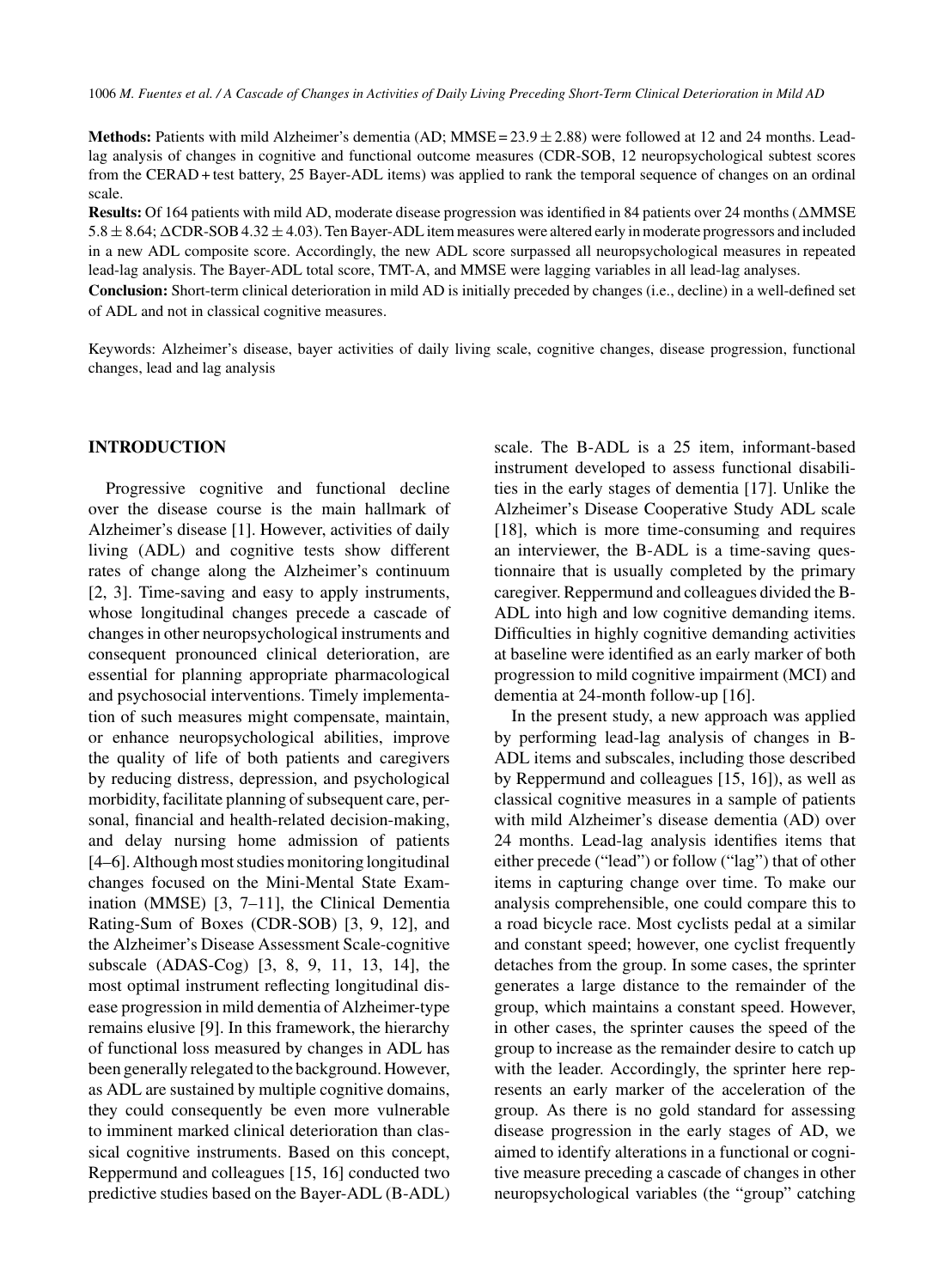**Methods:** Patients with mild Alzheimer's dementia (AD; MMSE = 23.9 ± 2.88) were followed at 12 and 24 months. Lead-lag analysis of changes in cognitive and functional outcome measures (CDR-SOB, 12 neuropsychological subtest scores from the CERAD + test battery, 25 Bayer-ADL items) was applied to rank the temporal sequence of changes on an ordinal scale.

**Results:** Of 164 patients with mild AD, moderate disease progression was identified in 84 patients over 24 months (ΔMMSE 5.8 ± 8.64; ΔCDR-SOB 4.32 ± 4.03). Ten Bayer-ADL item measures were altered early in moderate progressors and included in a new ADL composite score. Accordingly, the new ADL score surpassed all neuropsychological measures in repeated lead-lag analysis. The Bayer-ADL total score, TMT-A, and MMSE were lagging variables in all lead-lag analyses.

**Conclusion:** Short-term clinical deterioration in mild AD is initially preceded by changes (i.e., decline) in a well-defined set of ADL and not in classical cognitive measures.

Keywords: Alzheimer's disease, bayer activities of daily living scale, cognitive changes, disease progression, functional changes, lead and lag analysis

## INTRODUCTION

Progressive cognitive and functional decline over the disease course is the main hallmark of Alzheimer's disease [1]. However, activities of daily living (ADL) and cognitive tests show different rates of change along the Alzheimer's continuum [2, 3]. Time-saving and easy to apply instruments, whose longitudinal changes precede a cascade of changes in other neuropsychological instruments and consequent pronounced clinical deterioration, are essential for planning appropriate pharmacological and psychosocial interventions. Timely implementation of such measures might compensate, maintain, or enhance neuropsychological abilities, improve the quality of life of both patients and caregivers by reducing distress, depression, and psychological morbidity, facilitate planning of subsequent care, personal, financial and health-related decision-making, and delay nursing home admission of patients [4–6]. Although most studies monitoring longitudinal changes focused on the Mini-Mental State Examination (MMSE) [3, 7–11], the Clinical Dementia Rating-Sum of Boxes (CDR-SOB) [3, 9, 12], and the Alzheimer's Disease Assessment Scale-cognitive subscale (ADAS-Cog) [3, 8, 9, 11, 13, 14], the most optimal instrument reflecting longitudinal disease progression in mild dementia of Alzheimer-type remains elusive [9]. In this framework, the hierarchy of functional loss measured by changes in ADL has been generally relegated to the background. However, as ADL are sustained by multiple cognitive domains, they could consequently be even more vulnerable to imminent marked clinical deterioration than classical cognitive instruments. Based on this concept, Reppermund and colleagues [15, 16] conducted two predictive studies based on the Bayer-ADL (B-ADL) scale. The B-ADL is a 25 item, informant-based instrument developed to assess functional disabilities in the early stages of dementia [17]. Unlike the Alzheimer's Disease Cooperative Study ADL scale [18], which is more time-consuming and requires an interviewer, the B-ADL is a time-saving questionnaire that is usually completed by the primary caregiver. Reppermund and colleagues divided the B-ADL into high and low cognitive demanding items. Difficulties in highly cognitive demanding activities at baseline were identified as an early marker of both progression to mild cognitive impairment (MCI) and dementia at 24-month follow-up [16].

In the present study, a new approach was applied by performing lead-lag analysis of changes in B-ADL items and subscales, including those described by Reppermund and colleagues [15, 16]), as well as classical cognitive measures in a sample of patients with mild Alzheimer's disease dementia (AD) over 24 months. Lead-lag analysis identifies items that either precede ("lead") or follow ("lag") that of other items in capturing change over time. To make our analysis comprehensible, one could compare this to a road bicycle race. Most cyclists pedal at a similar and constant speed; however, one cyclist frequently detaches from the group. In some cases, the sprinter generates a large distance to the remainder of the group, which maintains a constant speed. However, in other cases, the sprinter causes the speed of the group to increase as the remainder desire to catch up with the leader. Accordingly, the sprinter here represents an early marker of the acceleration of the group. As there is no gold standard for assessing disease progression in the early stages of AD, we aimed to identify alterations in a functional or cognitive measure preceding a cascade of changes in other neuropsychological variables (the "group" catching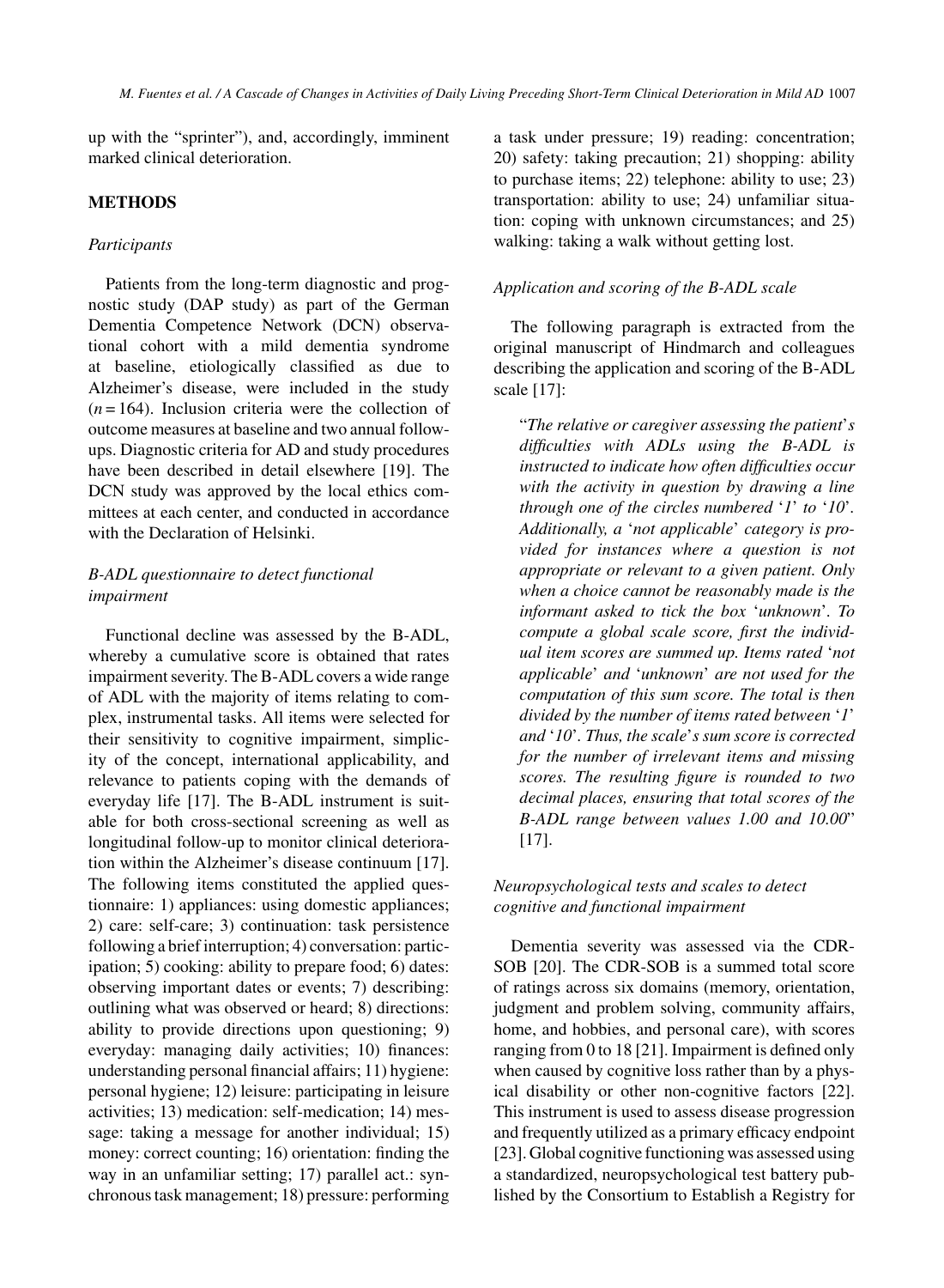up with the "sprinter"), and, accordingly, imminent marked clinical deterioration.

## METHODS

### *Participants*

Patients from the long-term diagnostic and prognostic study (DAP study) as part of the German Dementia Competence Network (DCN) observational cohort with a mild dementia syndrome at baseline, etiologically classified as due to Alzheimer's disease, were included in the study ($n = 164$). Inclusion criteria were the collection of outcome measures at baseline and two annual follow-ups. Diagnostic criteria for AD and study procedures have been described in detail elsewhere [19]. The DCN study was approved by the local ethics committees at each center, and conducted in accordance with the Declaration of Helsinki.

### *B-ADL questionnaire to detect functional impairment*

Functional decline was assessed by the B-ADL, whereby a cumulative score is obtained that rates impairment severity. The B-ADL covers a wide range of ADL with the majority of items relating to complex, instrumental tasks. All items were selected for their sensitivity to cognitive impairment, simplicity of the concept, international applicability, and relevance to patients coping with the demands of everyday life [17]. The B-ADL instrument is suitable for both cross-sectional screening as well as longitudinal follow-up to monitor clinical deterioration within the Alzheimer's disease continuum [17]. The following items constituted the applied questionnaire: 1) appliances: using domestic appliances; 2) care: self-care; 3) continuation: task persistence following a brief interruption; 4) conversation: participation; 5) cooking: ability to prepare food; 6) dates: observing important dates or events; 7) describing: outlining what was observed or heard; 8) directions: ability to provide directions upon questioning; 9) everyday: managing daily activities; 10) finances: understanding personal financial affairs; 11) hygiene: personal hygiene; 12) leisure: participating in leisure activities; 13) medication: self-medication; 14) message: taking a message for another individual; 15) money: correct counting; 16) orientation: finding the way in an unfamiliar setting; 17) parallel act.: synchronous task management; 18) pressure: performing a task under pressure; 19) reading: concentration; 20) safety: taking precaution; 21) shopping: ability to purchase items; 22) telephone: ability to use; 23) transportation: ability to use; 24) unfamiliar situation: coping with unknown circumstances; and 25) walking: taking a walk without getting lost.

### *Application and scoring of the B-ADL scale*

The following paragraph is extracted from the original manuscript of Hindmarch and colleagues describing the application and scoring of the B-ADL scale [17]:

> "*The relative or caregiver assessing the patient's difficulties with ADLs using the B-ADL is instructed to indicate how often difficulties occur with the activity in question by drawing a line through one of the circles numbered '1' to '10'. Additionally, a 'not applicable' category is provided for instances where a question is not appropriate or relevant to a given patient. Only when a choice cannot be reasonably made is the informant asked to tick the box 'unknown'. To compute a global scale score, first the individual item scores are summed up. Items rated 'not applicable' and 'unknown' are not used for the computation of this sum score. The total is then divided by the number of items rated between '1' and '10'. Thus, the scale's sum score is corrected for the number of irrelevant items and missing scores. The resulting figure is rounded to two decimal places, ensuring that total scores of the B-ADL range between values 1.00 and 10.00*" [17].

### *Neuropsychological tests and scales to detect cognitive and functional impairment*

Dementia severity was assessed via the CDR-SOB [20]. The CDR-SOB is a summed total score of ratings across six domains (memory, orientation, judgment and problem solving, community affairs, home, and hobbies, and personal care), with scores ranging from 0 to 18 [21]. Impairment is defined only when caused by cognitive loss rather than by a physical disability or other non-cognitive factors [22]. This instrument is used to assess disease progression and frequently utilized as a primary efficacy endpoint [23]. Global cognitive functioning was assessed using a standardized, neuropsychological test battery published by the Consortium to Establish a Registry for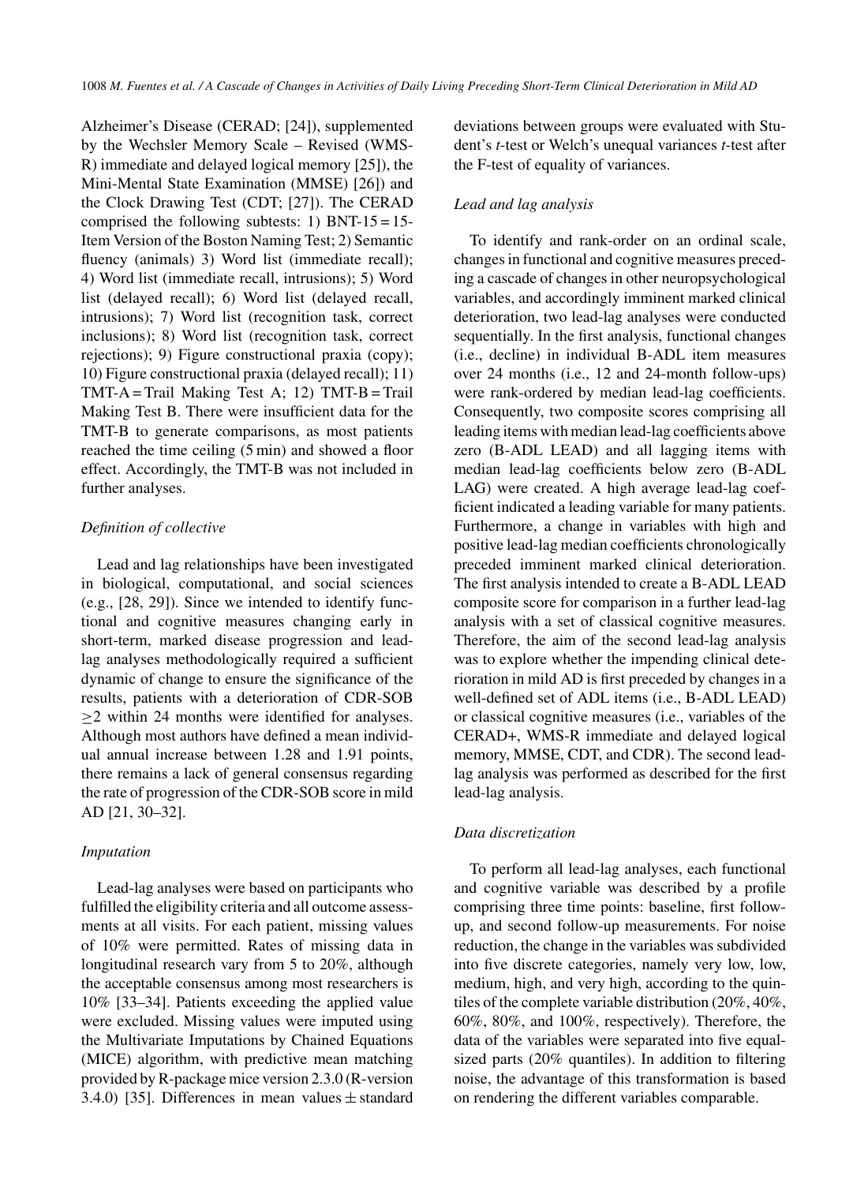Alzheimer's Disease (CERAD; [24]), supplemented by the Wechsler Memory Scale – Revised (WMS-R) immediate and delayed logical memory [25]), the Mini-Mental State Examination (MMSE) [26]) and the Clock Drawing Test (CDT; [27]). The CERAD comprised the following subtests: 1) BNT-15 = 15-Item Version of the Boston Naming Test; 2) Semantic fluency (animals) 3) Word list (immediate recall); 4) Word list (immediate recall, intrusions); 5) Word list (delayed recall); 6) Word list (delayed recall, intrusions); 7) Word list (recognition task, correct inclusions); 8) Word list (recognition task, correct rejections); 9) Figure constructional praxia (copy); 10) Figure constructional praxia (delayed recall); 11) TMT-A = Trail Making Test A; 12) TMT-B = Trail Making Test B. There were insufficient data for the TMT-B to generate comparisons, as most patients reached the time ceiling (5 min) and showed a floor effect. Accordingly, the TMT-B was not included in further analyses.

### *Definition of collective*

Lead and lag relationships have been investigated in biological, computational, and social sciences (e.g., [28, 29]). Since we intended to identify functional and cognitive measures changing early in short-term, marked disease progression and lead-lag analyses methodologically required a sufficient dynamic of change to ensure the significance of the results, patients with a deterioration of CDR-SOB $\geq 2$ within 24 months were identified for analyses. Although most authors have defined a mean individual annual increase between 1.28 and 1.91 points, there remains a lack of general consensus regarding the rate of progression of the CDR-SOB score in mild AD [21, 30–32].

### *Imputation*

Lead-lag analyses were based on participants who fulfilled the eligibility criteria and all outcome assessments at all visits. For each patient, missing values of 10% were permitted. Rates of missing data in longitudinal research vary from 5 to 20%, although the acceptable consensus among most researchers is 10% [33–34]. Patients exceeding the applied value were excluded. Missing values were imputed using the Multivariate Imputations by Chained Equations (MICE) algorithm, with predictive mean matching provided by R-package mice version 2.3.0 (R-version 3.4.0) [35]. Differences in mean values $\pm$ standard deviations between groups were evaluated with Student's *t*-test or Welch's unequal variances *t*-test after the F-test of equality of variances.

### *Lead and lag analysis*

To identify and rank-order on an ordinal scale, changes in functional and cognitive measures preceding a cascade of changes in other neuropsychological variables, and accordingly imminent marked clinical deterioration, two lead-lag analyses were conducted sequentially. In the first analysis, functional changes (i.e., decline) in individual B-ADL item measures over 24 months (i.e., 12 and 24-month follow-ups) were rank-ordered by median lead-lag coefficients. Consequently, two composite scores comprising all leading items with median lead-lag coefficients above zero (B-ADL LEAD) and all lagging items with median lead-lag coefficients below zero (B-ADL LAG) were created. A high average lead-lag coefficient indicated a leading variable for many patients. Furthermore, a change in variables with high and positive lead-lag median coefficients chronologically preceded imminent marked clinical deterioration. The first analysis intended to create a B-ADL LEAD composite score for comparison in a further lead-lag analysis with a set of classical cognitive measures. Therefore, the aim of the second lead-lag analysis was to explore whether the impending clinical deterioration in mild AD is first preceded by changes in a well-defined set of ADL items (i.e., B-ADL LEAD) or classical cognitive measures (i.e., variables of the CERAD+, WMS-R immediate and delayed logical memory, MMSE, CDT, and CDR). The second lead-lag analysis was performed as described for the first lead-lag analysis.

### *Data discretization*

To perform all lead-lag analyses, each functional and cognitive variable was described by a profile comprising three time points: baseline, first follow-up, and second follow-up measurements. For noise reduction, the change in the variables was subdivided into five discrete categories, namely very low, low, medium, high, and very high, according to the quintiles of the complete variable distribution (20%, 40%, 60%, 80%, and 100%, respectively). Therefore, the data of the variables were separated into five equal-sized parts (20% quantiles). In addition to filtering noise, the advantage of this transformation is based on rendering the different variables comparable.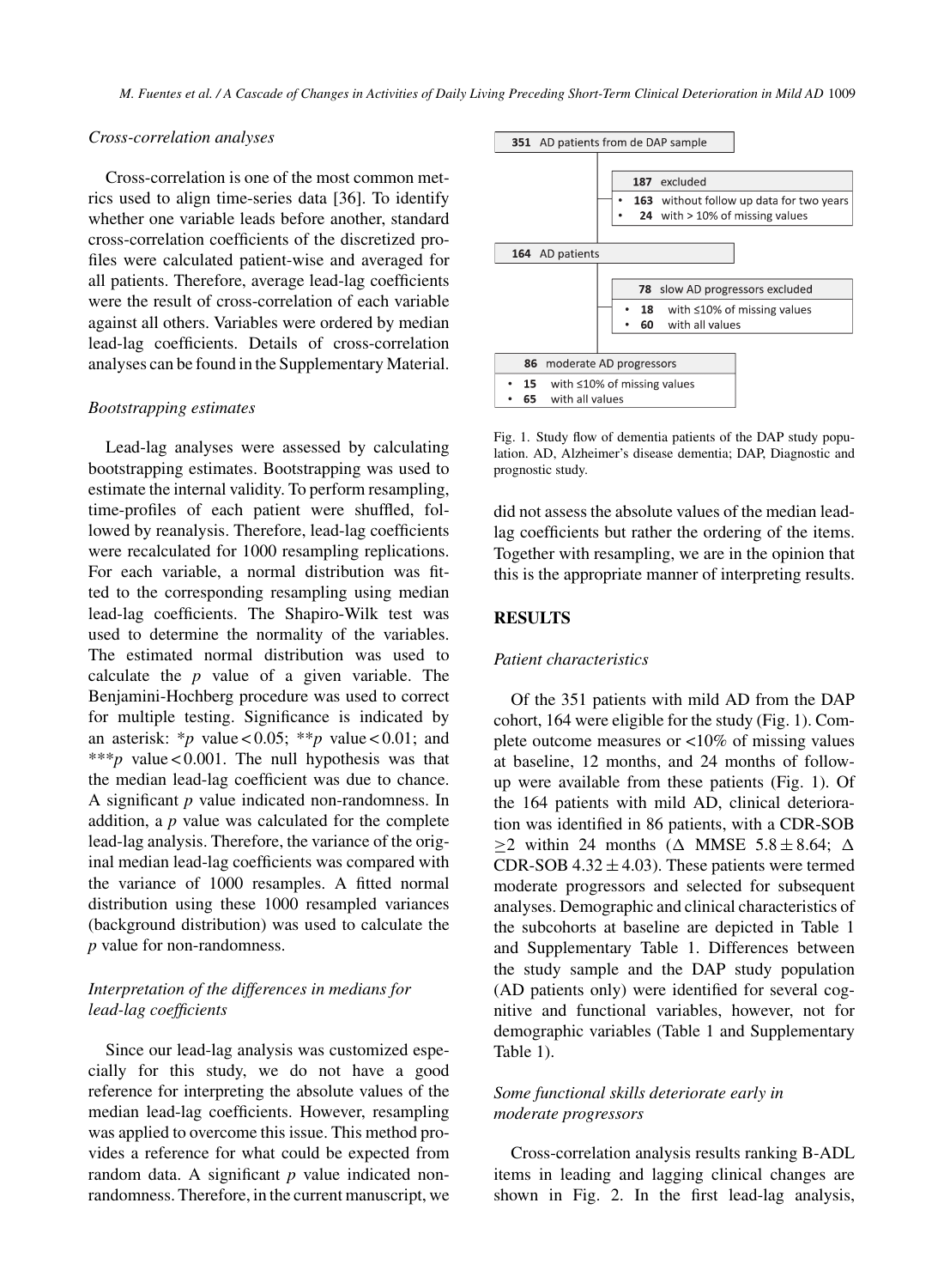### Cross-correlation analyses

Cross-correlation is one of the most common metrics used to align time-series data [36]. To identify whether one variable leads before another, standard cross-correlation coefficients of the discretized profiles were calculated patient-wise and averaged for all patients. Therefore, average lead-lag coefficients were the result of cross-correlation of each variable against all others. Variables were ordered by median lead-lag coefficients. Details of cross-correlation analyses can be found in the Supplementary Material.

### Bootstrapping estimates

Lead-lag analyses were assessed by calculating bootstrapping estimates. Bootstrapping was used to estimate the internal validity. To perform resampling, time-profiles of each patient were shuffled, followed by reanalysis. Therefore, lead-lag coefficients were recalculated for 1000 resampling replications. For each variable, a normal distribution was fitted to the corresponding resampling using median lead-lag coefficients. The Shapiro-Wilk test was used to determine the normality of the variables. The estimated normal distribution was used to calculate the *p* value of a given variable. The Benjamini-Hochberg procedure was used to correct for multiple testing. Significance is indicated by an asterisk: \**p* value < 0.05; \*\**p* value < 0.01; and \*\*\**p* value < 0.001. The null hypothesis was that the median lead-lag coefficient was due to chance. A significant *p* value indicated non-randomness. In addition, a *p* value was calculated for the complete lead-lag analysis. Therefore, the variance of the original median lead-lag coefficients was compared with the variance of 1000 resamples. A fitted normal distribution using these 1000 resampled variances (background distribution) was used to calculate the *p* value for non-randomness.

### Interpretation of the differences in medians for lead-lag coefficients

Since our lead-lag analysis was customized especially for this study, we do not have a good reference for interpreting the absolute values of the median lead-lag coefficients. However, resampling was applied to overcome this issue. This method provides a reference for what could be expected from random data. A significant *p* value indicated non-randomness. Therefore, in the current manuscript, we did not assess the absolute values of the median lead-lag coefficients but rather the ordering of the items. Together with resampling, we are in the opinion that this is the appropriate manner of interpreting results.

**351** AD patients from de DAP sample

- **187** excluded
  - **163** without follow up data for two years
  - **24** with > 10% of missing values

**164** AD patients

- **78** slow AD progressors excluded
  - **18** with ≤10% of missing values
  - **60** with all values

**86** moderate AD progressors
- **15** with ≤10% of missing values
- **65** with all values

Fig. 1. Study flow of dementia patients of the DAP study population. AD, Alzheimer's disease dementia; DAP, Diagnostic and prognostic study.

## RESULTS

### Patient characteristics

Of the 351 patients with mild AD from the DAP cohort, 164 were eligible for the study (Fig. 1). Complete outcome measures or <10% of missing values at baseline, 12 months, and 24 months of follow-up were available from these patients (Fig. 1). Of the 164 patients with mild AD, clinical deterioration was identified in 86 patients, with a CDR-SOB $\geq 2$ within 24 months ($\Delta$ MMSE $5.8 \pm 8.64$; $\Delta$ CDR-SOB $4.32 \pm 4.03$). These patients were termed moderate progressors and selected for subsequent analyses. Demographic and clinical characteristics of the subcohorts at baseline are depicted in Table 1 and Supplementary Table 1. Differences between the study sample and the DAP study population (AD patients only) were identified for several cognitive and functional variables, however, not for demographic variables (Table 1 and Supplementary Table 1).

### Some functional skills deteriorate early in moderate progressors

Cross-correlation analysis results ranking B-ADL items in leading and lagging clinical changes are shown in Fig. 2. In the first lead-lag analysis,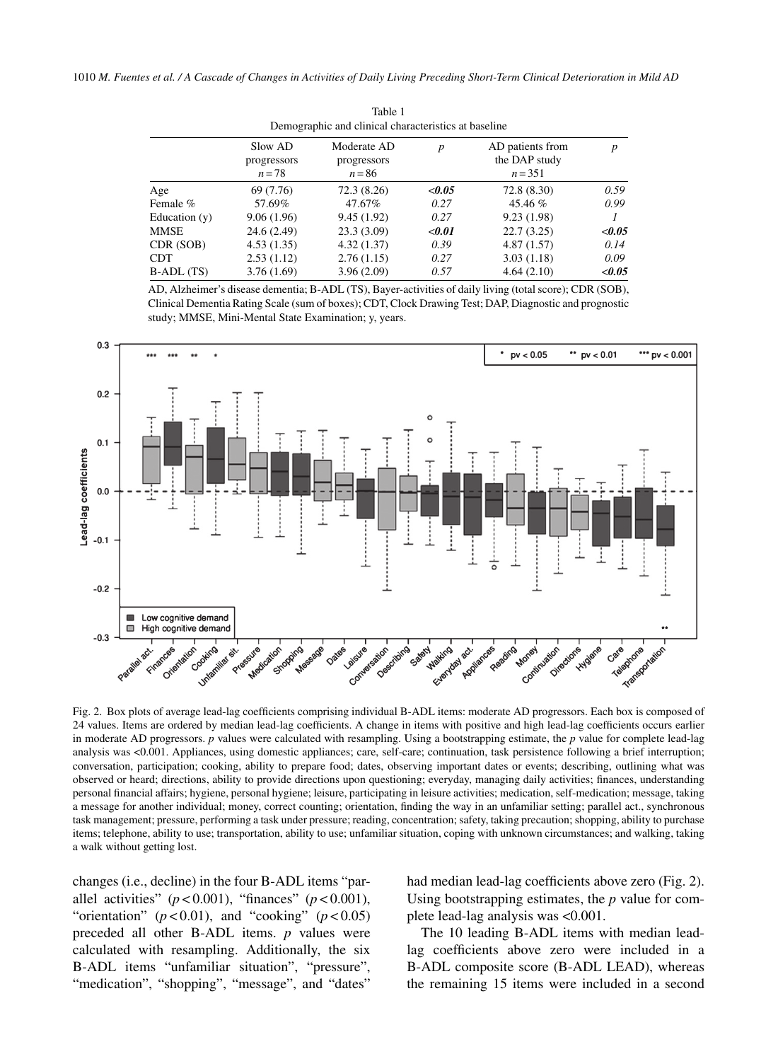Table 1
Demographic and clinical characteristics at baseline

| | Slow AD progressors $n = 78$ | Moderate AD progressors $n = 86$ | $p$ | AD patients from the DAP study $n = 351$ | $p$ |
|---|---|---|---|---|---|
| Age | 69 (7.76) | 72.3 (8.26) | ***<0.05*** | 72.8 (8.30) | *0.59* |
| Female % | 57.69% | 47.67% | *0.27* | 45.46 % | *0.99* |
| Education (y) | 9.06 (1.96) | 9.45 (1.92) | *0.27* | 9.23 (1.98) | *1* |
| MMSE | 24.6 (2.49) | 23.3 (3.09) | ***<0.01*** | 22.7 (3.25) | ***<0.05*** |
| CDR (SOB) | 4.53 (1.35) | 4.32 (1.37) | *0.39* | 4.87 (1.57) | *0.14* |
| CDT | 2.53 (1.12) | 2.76 (1.15) | *0.27* | 3.03 (1.18) | *0.09* |
| B-ADL (TS) | 3.76 (1.69) | 3.96 (2.09) | *0.57* | 4.64 (2.10) | ***<0.05*** |

AD, Alzheimer's disease dementia; B-ADL (TS), Bayer-activities of daily living (total score); CDR (SOB), Clinical Dementia Rating Scale (sum of boxes); CDT, Clock Drawing Test; DAP, Diagnostic and prognostic study; MMSE, Mini-Mental State Examination; y, years.

Fig. 2. Box plots of average lead-lag coefficients comprising individual B-ADL items: moderate AD progressors. Each box is composed of 24 values. Items are ordered by median lead-lag coefficients. A change in items with positive and high lead-lag coefficients occurs earlier in moderate AD progressors. $p$ values were calculated with resampling. Using a bootstrapping estimate, the $p$ value for complete lead-lag analysis was <0.001. Appliances, using domestic appliances; care, self-care; continuation, task persistence following a brief interruption; conversation, participation; cooking, ability to prepare food; dates, observing important dates or events; describing, outlining what was observed or heard; directions, ability to provide directions upon questioning; everyday, managing daily activities; finances, understanding personal financial affairs; hygiene, personal hygiene; leisure, participating in leisure activities; medication, self-medication; message, taking a message for another individual; money, correct counting; orientation, finding the way in an unfamiliar setting; parallel act., synchronous task management; pressure, performing a task under pressure; reading, concentration; safety, taking precaution; shopping, ability to purchase items; telephone, ability to use; transportation, ability to use; unfamiliar situation, coping with unknown circumstances; and walking, taking a walk without getting lost.

changes (i.e., decline) in the four B-ADL items "parallel activities" ($p < 0.001$), "finances" ($p < 0.001$), "orientation" ($p < 0.01$), and "cooking" ($p < 0.05$) preceded all other B-ADL items. $p$ values were calculated with resampling. Additionally, the six B-ADL items "unfamiliar situation", "pressure", "medication", "shopping", "message", and "dates" had median lead-lag coefficients above zero (Fig. 2). Using bootstrapping estimates, the $p$ value for complete lead-lag analysis was <0.001.

The 10 leading B-ADL items with median lead-lag coefficients above zero were included in a B-ADL composite score (B-ADL LEAD), whereas the remaining 15 items were included in a second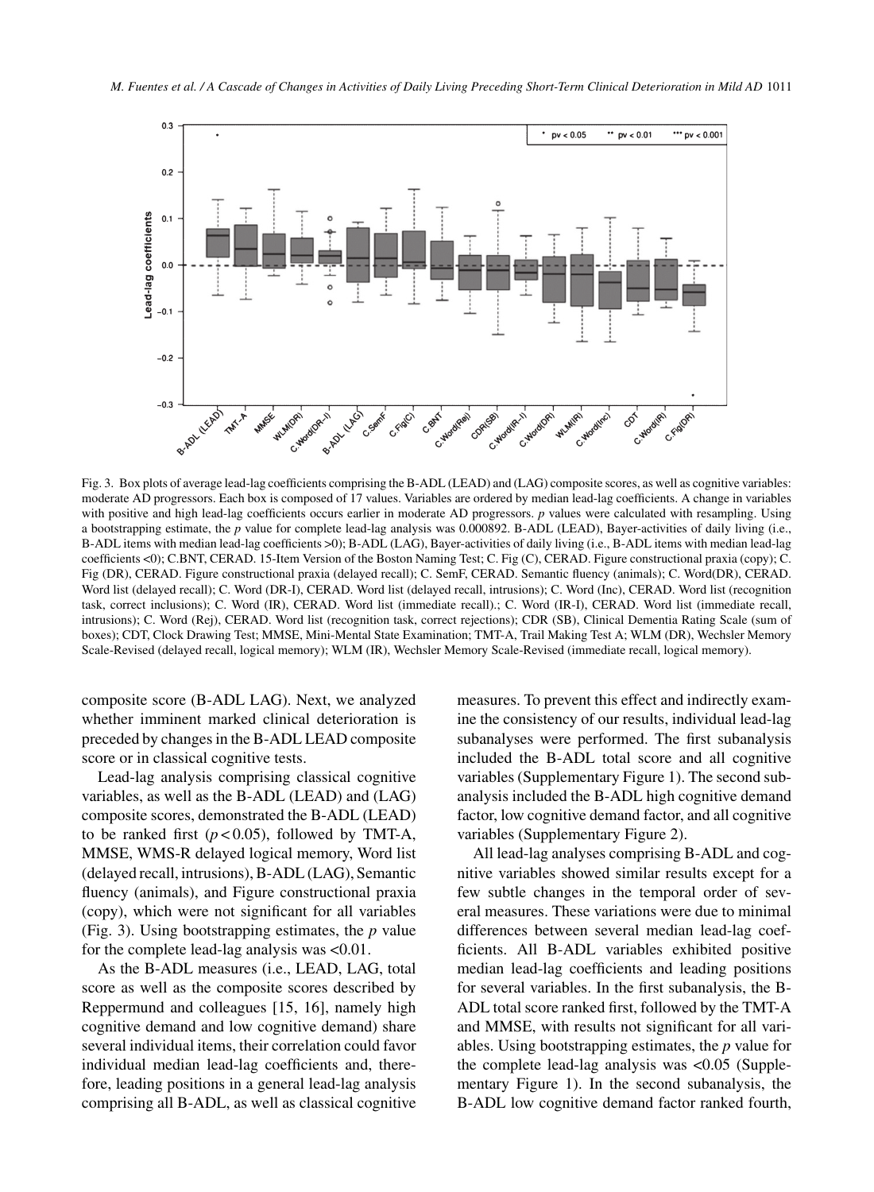Fig. 3. Box plots of average lead-lag coefficients comprising the B-ADL (LEAD) and (LAG) composite scores, as well as cognitive variables: moderate AD progressors. Each box is composed of 17 values. Variables are ordered by median lead-lag coefficients. A change in variables with positive and high lead-lag coefficients occurs earlier in moderate AD progressors. *p* values were calculated with resampling. Using a bootstrapping estimate, the *p* value for complete lead-lag analysis was 0.000892. B-ADL (LEAD), Bayer-activities of daily living (i.e., B-ADL items with median lead-lag coefficients >0); B-ADL (LAG), Bayer-activities of daily living (i.e., B-ADL items with median lead-lag coefficients <0); C.BNT, CERAD. 15-Item Version of the Boston Naming Test; C. Fig (C), CERAD. Figure constructional praxia (copy); C. Fig (DR), CERAD. Figure constructional praxia (delayed recall); C. SemF, CERAD. Semantic fluency (animals); C. Word(DR), CERAD. Word list (delayed recall); C. Word (DR-I), CERAD. Word list (delayed recall, intrusions); C. Word (Inc), CERAD. Word list (recognition task, correct inclusions); C. Word (IR), CERAD. Word list (immediate recall).; C. Word (IR-I), CERAD. Word list (immediate recall, intrusions); C. Word (Rej), CERAD. Word list (recognition task, correct rejections); CDR (SB), Clinical Dementia Rating Scale (sum of boxes); CDT, Clock Drawing Test; MMSE, Mini-Mental State Examination; TMT-A, Trail Making Test A; WLM (DR), Wechsler Memory Scale-Revised (delayed recall, logical memory); WLM (IR), Wechsler Memory Scale-Revised (immediate recall, logical memory).

composite score (B-ADL LAG). Next, we analyzed whether imminent marked clinical deterioration is preceded by changes in the B-ADL LEAD composite score or in classical cognitive tests.

Lead-lag analysis comprising classical cognitive variables, as well as the B-ADL (LEAD) and (LAG) composite scores, demonstrated the B-ADL (LEAD) to be ranked first ($p < 0.05$), followed by TMT-A, MMSE, WMS-R delayed logical memory, Word list (delayed recall, intrusions), B-ADL (LAG), Semantic fluency (animals), and Figure constructional praxia (copy), which were not significant for all variables (Fig. 3). Using bootstrapping estimates, the *p* value for the complete lead-lag analysis was <0.01.

As the B-ADL measures (i.e., LEAD, LAG, total score as well as the composite scores described by Reppermund and colleagues [15, 16], namely high cognitive demand and low cognitive demand) share several individual items, their correlation could favor individual median lead-lag coefficients and, therefore, leading positions in a general lead-lag analysis comprising all B-ADL, as well as classical cognitive measures. To prevent this effect and indirectly examine the consistency of our results, individual lead-lag subanalyses were performed. The first subanalysis included the B-ADL total score and all cognitive variables (Supplementary Figure 1). The second subanalysis included the B-ADL high cognitive demand factor, low cognitive demand factor, and all cognitive variables (Supplementary Figure 2).

All lead-lag analyses comprising B-ADL and cognitive variables showed similar results except for a few subtle changes in the temporal order of several measures. These variations were due to minimal differences between several median lead-lag coefficients. All B-ADL variables exhibited positive median lead-lag coefficients and leading positions for several variables. In the first subanalysis, the B-ADL total score ranked first, followed by the TMT-A and MMSE, with results not significant for all variables. Using bootstrapping estimates, the *p* value for the complete lead-lag analysis was <0.05 (Supplementary Figure 1). In the second subanalysis, the B-ADL low cognitive demand factor ranked fourth,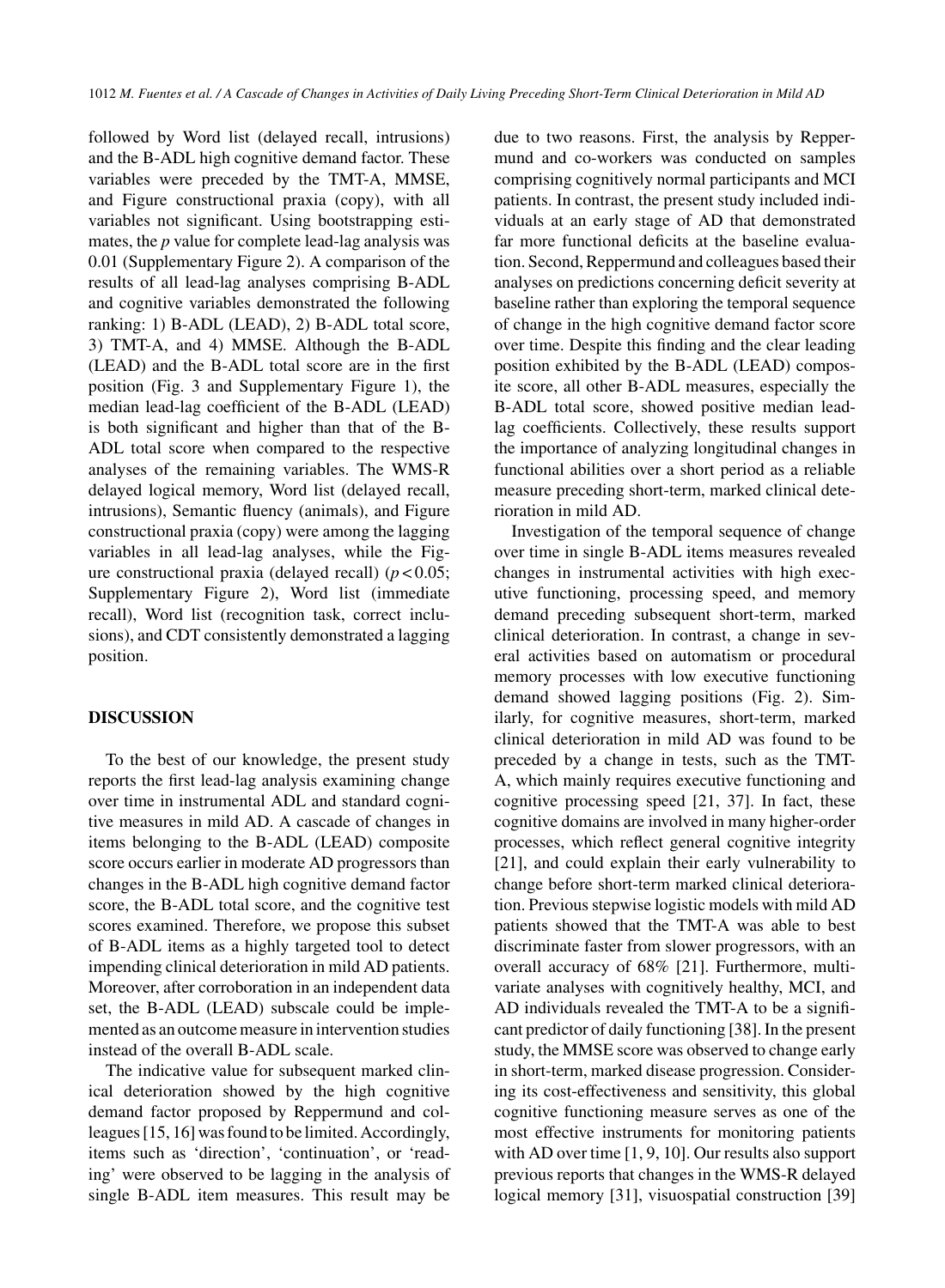followed by Word list (delayed recall, intrusions) and the B-ADL high cognitive demand factor. These variables were preceded by the TMT-A, MMSE, and Figure constructional praxia (copy), with all variables not significant. Using bootstrapping estimates, the *p* value for complete lead-lag analysis was 0.01 (Supplementary Figure 2). A comparison of the results of all lead-lag analyses comprising B-ADL and cognitive variables demonstrated the following ranking: 1) B-ADL (LEAD), 2) B-ADL total score, 3) TMT-A, and 4) MMSE. Although the B-ADL (LEAD) and the B-ADL total score are in the first position (Fig. 3 and Supplementary Figure 1), the median lead-lag coefficient of the B-ADL (LEAD) is both significant and higher than that of the B-ADL total score when compared to the respective analyses of the remaining variables. The WMS-R delayed logical memory, Word list (delayed recall, intrusions), Semantic fluency (animals), and Figure constructional praxia (copy) were among the lagging variables in all lead-lag analyses, while the Figure constructional praxia (delayed recall) ($p < 0.05$; Supplementary Figure 2), Word list (immediate recall), Word list (recognition task, correct inclusions), and CDT consistently demonstrated a lagging position.

## DISCUSSION

To the best of our knowledge, the present study reports the first lead-lag analysis examining change over time in instrumental ADL and standard cognitive measures in mild AD. A cascade of changes in items belonging to the B-ADL (LEAD) composite score occurs earlier in moderate AD progressors than changes in the B-ADL high cognitive demand factor score, the B-ADL total score, and the cognitive test scores examined. Therefore, we propose this subset of B-ADL items as a highly targeted tool to detect impending clinical deterioration in mild AD patients. Moreover, after corroboration in an independent data set, the B-ADL (LEAD) subscale could be implemented as an outcome measure in intervention studies instead of the overall B-ADL scale.

The indicative value for subsequent marked clinical deterioration showed by the high cognitive demand factor proposed by Reppermund and colleagues [15, 16] was found to be limited. Accordingly, items such as 'direction', 'continuation', or 'reading' were observed to be lagging in the analysis of single B-ADL item measures. This result may be due to two reasons. First, the analysis by Reppermund and co-workers was conducted on samples comprising cognitively normal participants and MCI patients. In contrast, the present study included individuals at an early stage of AD that demonstrated far more functional deficits at the baseline evaluation. Second, Reppermund and colleagues based their analyses on predictions concerning deficit severity at baseline rather than exploring the temporal sequence of change in the high cognitive demand factor score over time. Despite this finding and the clear leading position exhibited by the B-ADL (LEAD) composite score, all other B-ADL measures, especially the B-ADL total score, showed positive median lead-lag coefficients. Collectively, these results support the importance of analyzing longitudinal changes in functional abilities over a short period as a reliable measure preceding short-term, marked clinical deterioration in mild AD.

Investigation of the temporal sequence of change over time in single B-ADL items measures revealed changes in instrumental activities with high executive functioning, processing speed, and memory demand preceding subsequent short-term, marked clinical deterioration. In contrast, a change in several activities based on automatism or procedural memory processes with low executive functioning demand showed lagging positions (Fig. 2). Similarly, for cognitive measures, short-term, marked clinical deterioration in mild AD was found to be preceded by a change in tests, such as the TMT-A, which mainly requires executive functioning and cognitive processing speed [21, 37]. In fact, these cognitive domains are involved in many higher-order processes, which reflect general cognitive integrity [21], and could explain their early vulnerability to change before short-term marked clinical deterioration. Previous stepwise logistic models with mild AD patients showed that the TMT-A was able to best discriminate faster from slower progressors, with an overall accuracy of 68% [21]. Furthermore, multivariate analyses with cognitively healthy, MCI, and AD individuals revealed the TMT-A to be a significant predictor of daily functioning [38]. In the present study, the MMSE score was observed to change early in short-term, marked disease progression. Considering its cost-effectiveness and sensitivity, this global cognitive functioning measure serves as one of the most effective instruments for monitoring patients with AD over time [1, 9, 10]. Our results also support previous reports that changes in the WMS-R delayed logical memory [31], visuospatial construction [39]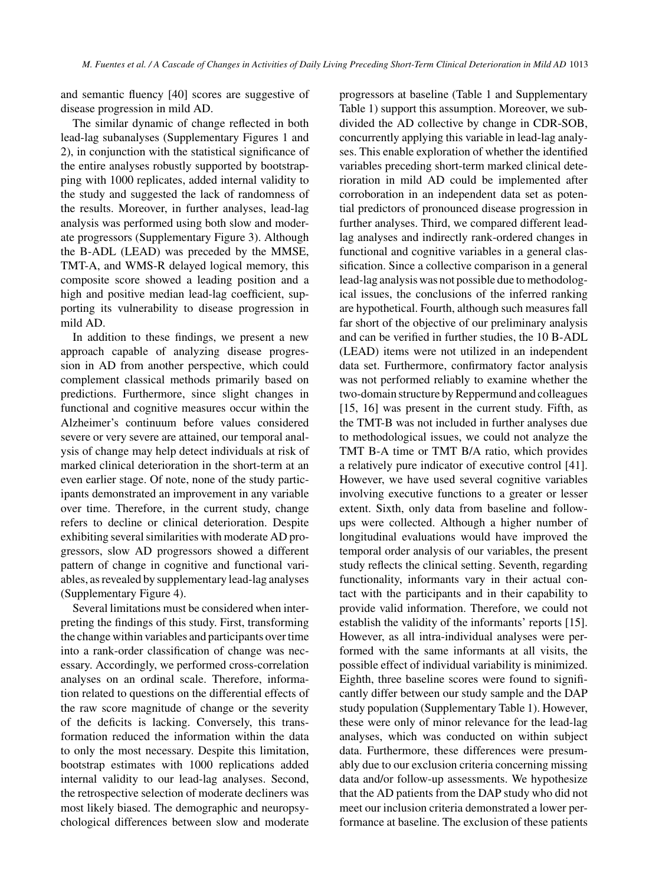and semantic fluency [40] scores are suggestive of disease progression in mild AD.

The similar dynamic of change reflected in both lead-lag subanalyses (Supplementary Figures 1 and 2), in conjunction with the statistical significance of the entire analyses robustly supported by bootstrapping with 1000 replicates, added internal validity to the study and suggested the lack of randomness of the results. Moreover, in further analyses, lead-lag analysis was performed using both slow and moderate progressors (Supplementary Figure 3). Although the B-ADL (LEAD) was preceded by the MMSE, TMT-A, and WMS-R delayed logical memory, this composite score showed a leading position and a high and positive median lead-lag coefficient, supporting its vulnerability to disease progression in mild AD.

In addition to these findings, we present a new approach capable of analyzing disease progression in AD from another perspective, which could complement classical methods primarily based on predictions. Furthermore, since slight changes in functional and cognitive measures occur within the Alzheimer's continuum before values considered severe or very severe are attained, our temporal analysis of change may help detect individuals at risk of marked clinical deterioration in the short-term at an even earlier stage. Of note, none of the study participants demonstrated an improvement in any variable over time. Therefore, in the current study, change refers to decline or clinical deterioration. Despite exhibiting several similarities with moderate AD progressors, slow AD progressors showed a different pattern of change in cognitive and functional variables, as revealed by supplementary lead-lag analyses (Supplementary Figure 4).

Several limitations must be considered when interpreting the findings of this study. First, transforming the change within variables and participants over time into a rank-order classification of change was necessary. Accordingly, we performed cross-correlation analyses on an ordinal scale. Therefore, information related to questions on the differential effects of the raw score magnitude of change or the severity of the deficits is lacking. Conversely, this transformation reduced the information within the data to only the most necessary. Despite this limitation, bootstrap estimates with 1000 replications added internal validity to our lead-lag analyses. Second, the retrospective selection of moderate decliners was most likely biased. The demographic and neuropsychological differences between slow and moderate progressors at baseline (Table 1 and Supplementary Table 1) support this assumption. Moreover, we subdivided the AD collective by change in CDR-SOB, concurrently applying this variable in lead-lag analyses. This enable exploration of whether the identified variables preceding short-term marked clinical deterioration in mild AD could be implemented after corroboration in an independent data set as potential predictors of pronounced disease progression in further analyses. Third, we compared different lead-lag analyses and indirectly rank-ordered changes in functional and cognitive variables in a general classification. Since a collective comparison in a general lead-lag analysis was not possible due to methodological issues, the conclusions of the inferred ranking are hypothetical. Fourth, although such measures fall far short of the objective of our preliminary analysis and can be verified in further studies, the 10 B-ADL (LEAD) items were not utilized in an independent data set. Furthermore, confirmatory factor analysis was not performed reliably to examine whether the two-domain structure by Reppermund and colleagues [15, 16] was present in the current study. Fifth, as the TMT-B was not included in further analyses due to methodological issues, we could not analyze the TMT B-A time or TMT B/A ratio, which provides a relatively pure indicator of executive control [41]. However, we have used several cognitive variables involving executive functions to a greater or lesser extent. Sixth, only data from baseline and follow-ups were collected. Although a higher number of longitudinal evaluations would have improved the temporal order analysis of our variables, the present study reflects the clinical setting. Seventh, regarding functionality, informants vary in their actual contact with the participants and in their capability to provide valid information. Therefore, we could not establish the validity of the informants' reports [15]. However, as all intra-individual analyses were performed with the same informants at all visits, the possible effect of individual variability is minimized. Eighth, three baseline scores were found to significantly differ between our study sample and the DAP study population (Supplementary Table 1). However, these were only of minor relevance for the lead-lag analyses, which was conducted on within subject data. Furthermore, these differences were presumably due to our exclusion criteria concerning missing data and/or follow-up assessments. We hypothesize that the AD patients from the DAP study who did not meet our inclusion criteria demonstrated a lower performance at baseline. The exclusion of these patients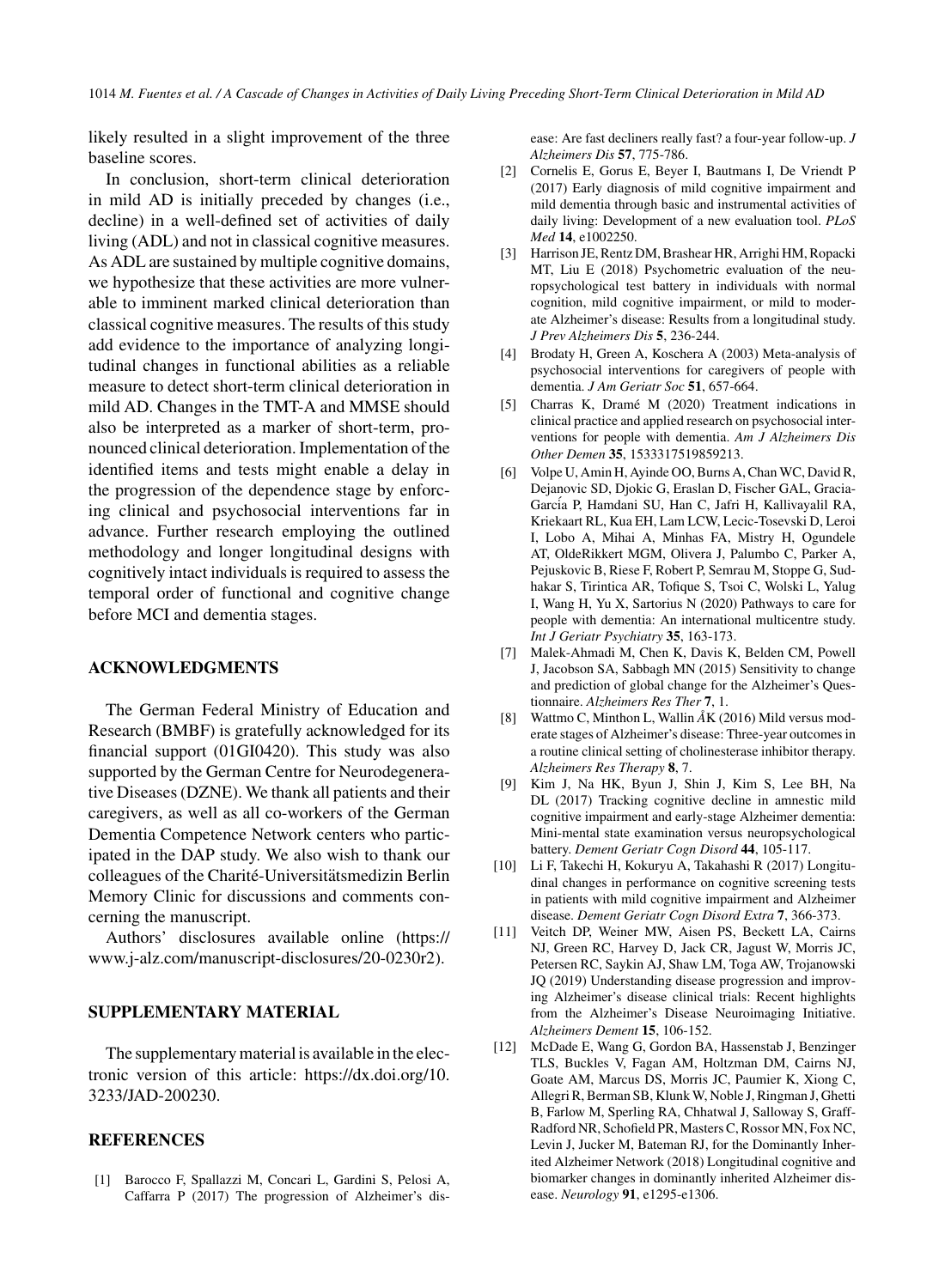likely resulted in a slight improvement of the three baseline scores.

In conclusion, short-term clinical deterioration in mild AD is initially preceded by changes (i.e., decline) in a well-defined set of activities of daily living (ADL) and not in classical cognitive measures. As ADL are sustained by multiple cognitive domains, we hypothesize that these activities are more vulnerable to imminent marked clinical deterioration than classical cognitive measures. The results of this study add evidence to the importance of analyzing longitudinal changes in functional abilities as a reliable measure to detect short-term clinical deterioration in mild AD. Changes in the TMT-A and MMSE should also be interpreted as a marker of short-term, pronounced clinical deterioration. Implementation of the identified items and tests might enable a delay in the progression of the dependence stage by enforcing clinical and psychosocial interventions far in advance. Further research employing the outlined methodology and longer longitudinal designs with cognitively intact individuals is required to assess the temporal order of functional and cognitive change before MCI and dementia stages.

## ACKNOWLEDGMENTS

The German Federal Ministry of Education and Research (BMBF) is gratefully acknowledged for its financial support (01GI0420). This study was also supported by the German Centre for Neurodegenerative Diseases (DZNE). We thank all patients and their caregivers, as well as all co-workers of the German Dementia Competence Network centers who participated in the DAP study. We also wish to thank our colleagues of the Charité-Universitätsmedizin Berlin Memory Clinic for discussions and comments concerning the manuscript.

Authors' disclosures available online (https://www.j-alz.com/manuscript-disclosures/20-0230r2).

## SUPPLEMENTARY MATERIAL

The supplementary material is available in the electronic version of this article: https://dx.doi.org/10.3233/JAD-200230.

## REFERENCES

[1] Barocco F, Spallazzi M, Concari L, Gardini S, Pelosi A, Caffarra P (2017) The progression of Alzheimer's disease: Are fast decliners really fast? a four-year follow-up. *J Alzheimers Dis* **57**, 775-786.

[2] Cornelis E, Gorus E, Beyer I, Bautmans I, De Vriendt P (2017) Early diagnosis of mild cognitive impairment and mild dementia through basic and instrumental activities of daily living: Development of a new evaluation tool. *PLoS Med* **14**, e1002250.

[3] Harrison JE, Rentz DM, Brashear HR, Arrighi HM, Ropacki MT, Liu E (2018) Psychometric evaluation of the neuropsychological test battery in individuals with normal cognition, mild cognitive impairment, or mild to moderate Alzheimer's disease: Results from a longitudinal study. *J Prev Alzheimers Dis* **5**, 236-244.

[4] Brodaty H, Green A, Koschera A (2003) Meta-analysis of psychosocial interventions for caregivers of people with dementia. *J Am Geriatr Soc* **51**, 657-664.

[5] Charras K, Dramé M (2020) Treatment indications in clinical practice and applied research on psychosocial interventions for people with dementia. *Am J Alzheimers Dis Other Demen* **35**, 1533317519859213.

[6] Volpe U, Amin H, Ayinde OO, Burns A, Chan WC, David R, Dejanovic SD, Djokic G, Eraslan D, Fischer GAL, Gracia-García P, Hamdani SU, Han C, Jafri H, Kallivayalil RA, Kriekaart RL, Kua EH, Lam LCW, Lecic-Tosevski D, Leroi I, Lobo A, Mihai A, Minhas FA, Mistry H, Ogundele AT, OldeRikkert MGM, Olivera J, Palumbo C, Parker A, Pejuskovic B, Riese F, Robert P, Semrau M, Stoppe G, Sudhakar S, Tirintica AR, Tofique S, Tsoi C, Wolski L, Yalug I, Wang H, Yu X, Sartorius N (2020) Pathways to care for people with dementia: An international multicentre study. *Int J Geriatr Psychiatry* **35**, 163-173.

[7] Malek-Ahmadi M, Chen K, Davis K, Belden CM, Powell J, Jacobson SA, Sabbagh MN (2015) Sensitivity to change and prediction of global change for the Alzheimer's Questionnaire. *Alzheimers Res Ther* **7**, 1.

[8] Wattmo C, Minthon L, Wallin ÅK (2016) Mild versus moderate stages of Alzheimer's disease: Three-year outcomes in a routine clinical setting of cholinesterase inhibitor therapy. *Alzheimers Res Therapy* **8**, 7.

[9] Kim J, Na HK, Byun J, Shin J, Kim S, Lee BH, Na DL (2017) Tracking cognitive decline in amnestic mild cognitive impairment and early-stage Alzheimer dementia: Mini-mental state examination versus neuropsychological battery. *Dement Geriatr Cogn Disord* **44**, 105-117.

[10] Li F, Takechi H, Kokuryu A, Takahashi R (2017) Longitudinal changes in performance on cognitive screening tests in patients with mild cognitive impairment and Alzheimer disease. *Dement Geriatr Cogn Disord Extra* **7**, 366-373.

[11] Veitch DP, Weiner MW, Aisen PS, Beckett LA, Cairns NJ, Green RC, Harvey D, Jack CR, Jagust W, Morris JC, Petersen RC, Saykin AJ, Shaw LM, Toga AW, Trojanowski JQ (2019) Understanding disease progression and improving Alzheimer's disease clinical trials: Recent highlights from the Alzheimer's Disease Neuroimaging Initiative. *Alzheimers Dement* **15**, 106-152.

[12] McDade E, Wang G, Gordon BA, Hassenstab J, Benzinger TLS, Buckles V, Fagan AM, Holtzman DM, Cairns NJ, Goate AM, Marcus DS, Morris JC, Paumier K, Xiong C, Allegri R, Berman SB, Klunk W, Noble J, Ringman J, Ghetti B, Farlow M, Sperling RA, Chhatwal J, Salloway S, Graff-Radford NR, Schofield PR, Masters C, Rossor MN, Fox NC, Levin J, Jucker M, Bateman RJ, for the Dominantly Inherited Alzheimer Network (2018) Longitudinal cognitive and biomarker changes in dominantly inherited Alzheimer disease. *Neurology* **91**, e1295-e1306.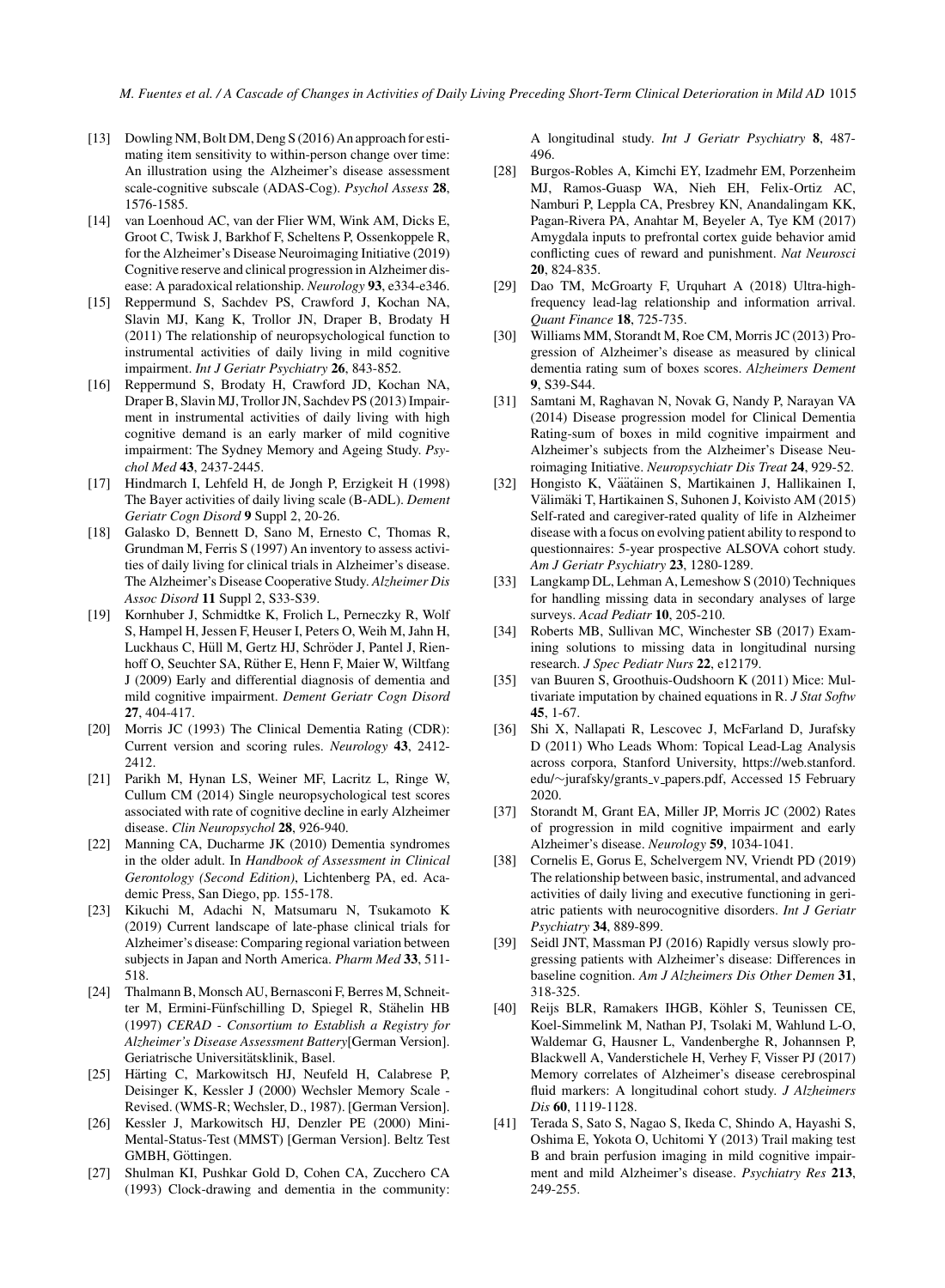[13] Dowling NM, Bolt DM, Deng S (2016) An approach for estimating item sensitivity to within-person change over time: An illustration using the Alzheimer's disease assessment scale-cognitive subscale (ADAS-Cog). *Psychol Assess* **28**, 1576-1585.

[14] van Loenhoud AC, van der Flier WM, Wink AM, Dicks E, Groot C, Twisk J, Barkhof F, Scheltens P, Ossenkoppele R, for the Alzheimer's Disease Neuroimaging Initiative (2019) Cognitive reserve and clinical progression in Alzheimer disease: A paradoxical relationship. *Neurology* **93**, e334-e346.

[15] Reppermund S, Sachdev PS, Crawford J, Kochan NA, Slavin MJ, Kang K, Trollor JN, Draper B, Brodaty H (2011) The relationship of neuropsychological function to instrumental activities of daily living in mild cognitive impairment. *Int J Geriatr Psychiatry* **26**, 843-852.

[16] Reppermund S, Brodaty H, Crawford JD, Kochan NA, Draper B, Slavin MJ, Trollor JN, Sachdev PS (2013) Impairment in instrumental activities of daily living with high cognitive demand is an early marker of mild cognitive impairment: The Sydney Memory and Ageing Study. *Psychol Med* **43**, 2437-2445.

[17] Hindmarch I, Lehfeld H, de Jongh P, Erzigkeit H (1998) The Bayer activities of daily living scale (B-ADL). *Dement Geriatr Cogn Disord* **9** Suppl 2, 20-26.

[18] Galasko D, Bennett D, Sano M, Ernesto C, Thomas R, Grundman M, Ferris S (1997) An inventory to assess activities of daily living for clinical trials in Alzheimer's disease. The Alzheimer's Disease Cooperative Study. *Alzheimer Dis Assoc Disord* **11** Suppl 2, S33-S39.

[19] Kornhuber J, Schmidtke K, Frolich L, Perneczky R, Wolf S, Hampel H, Jessen F, Heuser I, Peters O, Weih M, Jahn H, Luckhaus C, Hüll M, Gertz HJ, Schröder J, Pantel J, Rienhoff O, Seuchter SA, Rüther E, Henn F, Maier W, Wiltfang J (2009) Early and differential diagnosis of dementia and mild cognitive impairment. *Dement Geriatr Cogn Disord* **27**, 404-417.

[20] Morris JC (1993) The Clinical Dementia Rating (CDR): Current version and scoring rules. *Neurology* **43**, 2412-2412.

[21] Parikh M, Hynan LS, Weiner MF, Lacritz L, Ringe W, Cullum CM (2014) Single neuropsychological test scores associated with rate of cognitive decline in early Alzheimer disease. *Clin Neuropsychol* **28**, 926-940.

[22] Manning CA, Ducharme JK (2010) Dementia syndromes in the older adult. In *Handbook of Assessment in Clinical Gerontology (Second Edition)*, Lichtenberg PA, ed. Academic Press, San Diego, pp. 155-178.

[23] Kikuchi M, Adachi N, Matsumaru N, Tsukamoto K (2019) Current landscape of late-phase clinical trials for Alzheimer's disease: Comparing regional variation between subjects in Japan and North America. *Pharm Med* **33**, 511-518.

[24] Thalmann B, Monsch AU, Bernasconi F, Berres M, Schneitter M, Ermini-Fünfschilling D, Spiegel R, Stähelin HB (1997) *CERAD - Consortium to Establish a Registry for Alzheimer's Disease Assessment Battery*[German Version]. Geriatrische Universitätsklinik, Basel.

[25] Härting C, Markowitsch HJ, Neufeld H, Calabrese P, Deisinger K, Kessler J (2000) Wechsler Memory Scale - Revised. (WMS-R; Wechsler, D., 1987). [German Version].

[26] Kessler J, Markowitsch HJ, Denzler PE (2000) Mini-Mental-Status-Test (MMST) [German Version]. Beltz Test GMBH, Göttingen.

[27] Shulman KI, Pushkar Gold D, Cohen CA, Zucchero CA (1993) Clock-drawing and dementia in the community: A longitudinal study. *Int J Geriatr Psychiatry* **8**, 487-496.

[28] Burgos-Robles A, Kimchi EY, Izadmehr EM, Porzenheim MJ, Ramos-Guasp WA, Nieh EH, Felix-Ortiz AC, Namburi P, Leppla CA, Presbrey KN, Anandalingam KK, Pagan-Rivera PA, Anahtar M, Beyeler A, Tye KM (2017) Amygdala inputs to prefrontal cortex guide behavior amid conflicting cues of reward and punishment. *Nat Neurosci* **20**, 824-835.

[29] Dao TM, McGroarty F, Urquhart A (2018) Ultra-high-frequency lead-lag relationship and information arrival. *Quant Finance* **18**, 725-735.

[30] Williams MM, Storandt M, Roe CM, Morris JC (2013) Progression of Alzheimer's disease as measured by clinical dementia rating sum of boxes scores. *Alzheimers Dement* **9**, S39-S44.

[31] Samtani M, Raghavan N, Novak G, Nandy P, Narayan VA (2014) Disease progression model for Clinical Dementia Rating-sum of boxes in mild cognitive impairment and Alzheimer's subjects from the Alzheimer's Disease Neuroimaging Initiative. *Neuropsychiatr Dis Treat* **24**, 929-52.

[32] Hongisto K, Väätäinen S, Martikainen J, Hallikainen I, Välimäki T, Hartikainen S, Suhonen J, Koivisto AM (2015) Self-rated and caregiver-rated quality of life in Alzheimer disease with a focus on evolving patient ability to respond to questionnaires: 5-year prospective ALSOVA cohort study. *Am J Geriatr Psychiatry* **23**, 1280-1289.

[33] Langkamp DL, Lehman A, Lemeshow S (2010) Techniques for handling missing data in secondary analyses of large surveys. *Acad Pediatr* **10**, 205-210.

[34] Roberts MB, Sullivan MC, Winchester SB (2017) Examining solutions to missing data in longitudinal nursing research. *J Spec Pediatr Nurs* **22**, e12179.

[35] van Buuren S, Groothuis-Oudshoorn K (2011) Mice: Multivariate imputation by chained equations in R. *J Stat Softw* **45**, 1-67.

[36] Shi X, Nallapati R, Lescovec J, McFarland D, Jurafsky D (2011) Who Leads Whom: Topical Lead-Lag Analysis across corpora, Stanford University, https://web.stanford.edu/~jurafsky/grants_v_papers.pdf, Accessed 15 February 2020.

[37] Storandt M, Grant EA, Miller JP, Morris JC (2002) Rates of progression in mild cognitive impairment and early Alzheimer's disease. *Neurology* **59**, 1034-1041.

[38] Cornelis E, Gorus E, Schelvergem NV, Vriendt PD (2019) The relationship between basic, instrumental, and advanced activities of daily living and executive functioning in geriatric patients with neurocognitive disorders. *Int J Geriatr Psychiatry* **34**, 889-899.

[39] Seidl JNT, Massman PJ (2016) Rapidly versus slowly progressing patients with Alzheimer's disease: Differences in baseline cognition. *Am J Alzheimers Dis Other Demen* **31**, 318-325.

[40] Reijs BLR, Ramakers IHGB, Köhler S, Teunissen CE, Koel-Simmelink M, Nathan PJ, Tsolaki M, Wahlund L-O, Waldemar G, Hausner L, Vandenberghe R, Johannsen P, Blackwell A, Vanderstichele H, Verhey F, Visser PJ (2017) Memory correlates of Alzheimer's disease cerebrospinal fluid markers: A longitudinal cohort study. *J Alzheimers Dis* **60**, 1119-1128.

[41] Terada S, Sato S, Nagao S, Ikeda C, Shindo A, Hayashi S, Oshima E, Yokota O, Uchitomi Y (2013) Trail making test B and brain perfusion imaging in mild cognitive impairment and mild Alzheimer's disease. *Psychiatry Res* **213**, 249-255.